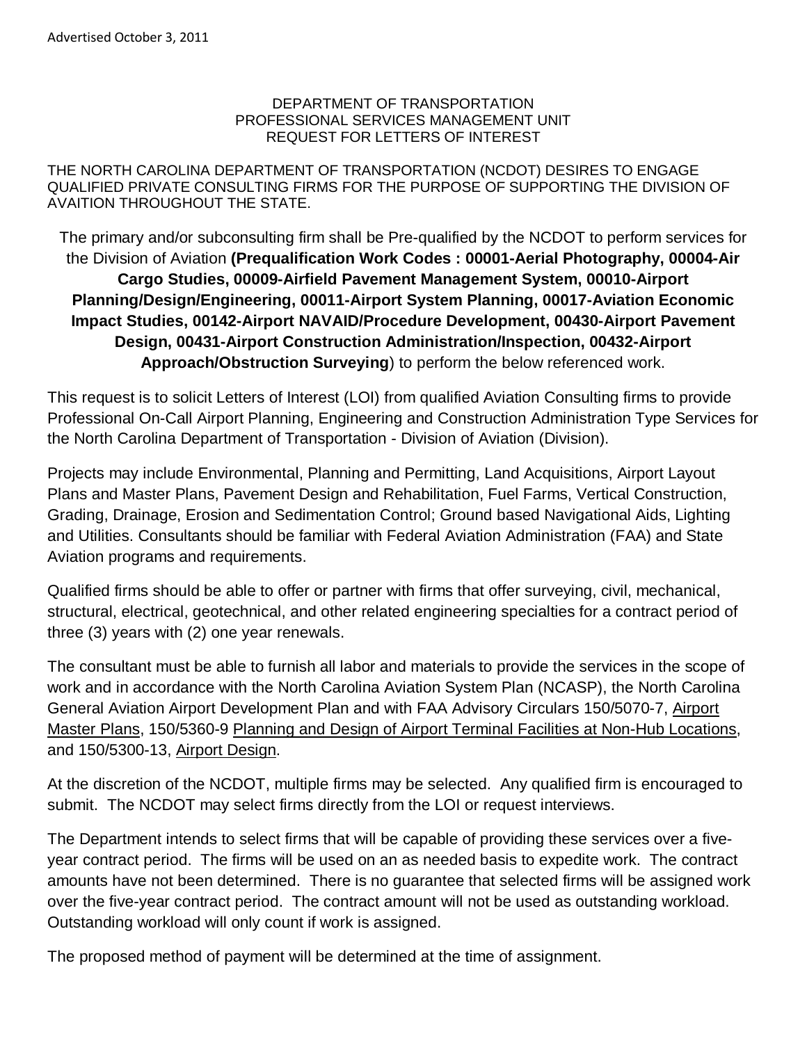Advertised October 3, 2011

DEPARTMENT OF TRANSPORTATION
PROFESSIONAL SERVICES MANAGEMENT UNIT
REQUEST FOR LETTERS OF INTEREST

THE NORTH CAROLINA DEPARTMENT OF TRANSPORTATION (NCDOT) DESIRES TO ENGAGE QUALIFIED PRIVATE CONSULTING FIRMS FOR THE PURPOSE OF SUPPORTING THE DIVISION OF AVAITION THROUGHOUT THE STATE.

The primary and/or subconsulting firm shall be Pre-qualified by the NCDOT to perform services for the Division of Aviation **(Prequalification Work Codes : 00001-Aerial Photography, 00004-Air Cargo Studies, 00009-Airfield Pavement Management System, 00010-Airport Planning/Design/Engineering, 00011-Airport System Planning, 00017-Aviation Economic Impact Studies, 00142-Airport NAVAID/Procedure Development, 00430-Airport Pavement Design, 00431-Airport Construction Administration/Inspection, 00432-Airport Approach/Obstruction Surveying**) to perform the below referenced work.

This request is to solicit Letters of Interest (LOI) from qualified Aviation Consulting firms to provide Professional On-Call Airport Planning, Engineering and Construction Administration Type Services for the North Carolina Department of Transportation - Division of Aviation (Division).

Projects may include Environmental, Planning and Permitting, Land Acquisitions, Airport Layout Plans and Master Plans, Pavement Design and Rehabilitation, Fuel Farms, Vertical Construction, Grading, Drainage, Erosion and Sedimentation Control; Ground based Navigational Aids, Lighting and Utilities. Consultants should be familiar with Federal Aviation Administration (FAA) and State Aviation programs and requirements.

Qualified firms should be able to offer or partner with firms that offer surveying, civil, mechanical, structural, electrical, geotechnical, and other related engineering specialties for a contract period of three (3) years with (2) one year renewals.

The consultant must be able to furnish all labor and materials to provide the services in the scope of work and in accordance with the North Carolina Aviation System Plan (NCASP), the North Carolina General Aviation Airport Development Plan and with FAA Advisory Circulars 150/5070-7, Airport Master Plans, 150/5360-9 Planning and Design of Airport Terminal Facilities at Non-Hub Locations, and 150/5300-13, Airport Design.

At the discretion of the NCDOT, multiple firms may be selected. Any qualified firm is encouraged to submit. The NCDOT may select firms directly from the LOI or request interviews.

The Department intends to select firms that will be capable of providing these services over a five-year contract period. The firms will be used on an as needed basis to expedite work. The contract amounts have not been determined. There is no guarantee that selected firms will be assigned work over the five-year contract period. The contract amount will not be used as outstanding workload. Outstanding workload will only count if work is assigned.

The proposed method of payment will be determined at the time of assignment.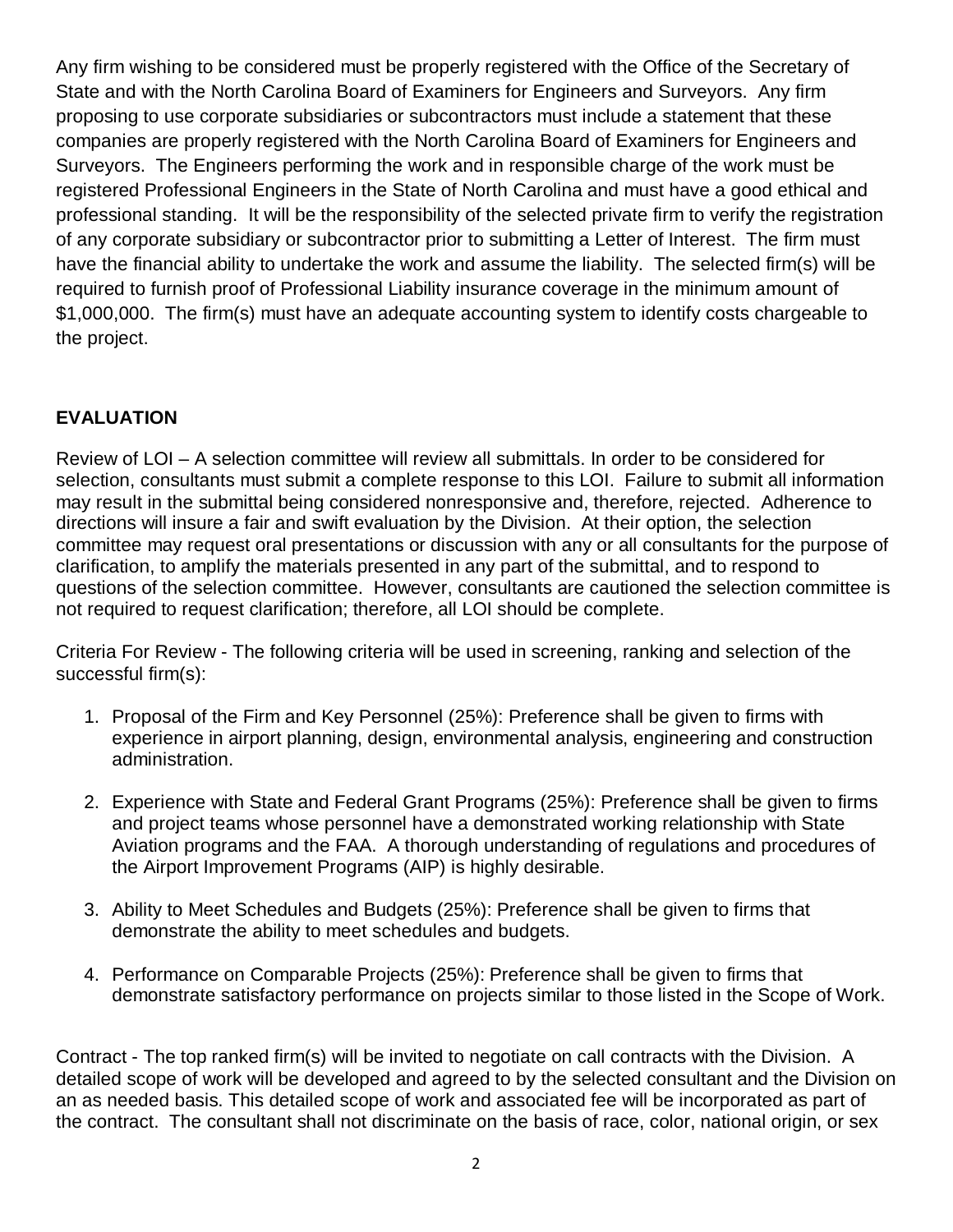Any firm wishing to be considered must be properly registered with the Office of the Secretary of State and with the North Carolina Board of Examiners for Engineers and Surveyors. Any firm proposing to use corporate subsidiaries or subcontractors must include a statement that these companies are properly registered with the North Carolina Board of Examiners for Engineers and Surveyors. The Engineers performing the work and in responsible charge of the work must be registered Professional Engineers in the State of North Carolina and must have a good ethical and professional standing. It will be the responsibility of the selected private firm to verify the registration of any corporate subsidiary or subcontractor prior to submitting a Letter of Interest. The firm must have the financial ability to undertake the work and assume the liability. The selected firm(s) will be required to furnish proof of Professional Liability insurance coverage in the minimum amount of $1,000,000. The firm(s) must have an adequate accounting system to identify costs chargeable to the project.

## EVALUATION

Review of LOI – A selection committee will review all submittals. In order to be considered for selection, consultants must submit a complete response to this LOI. Failure to submit all information may result in the submittal being considered nonresponsive and, therefore, rejected. Adherence to directions will insure a fair and swift evaluation by the Division. At their option, the selection committee may request oral presentations or discussion with any or all consultants for the purpose of clarification, to amplify the materials presented in any part of the submittal, and to respond to questions of the selection committee. However, consultants are cautioned the selection committee is not required to request clarification; therefore, all LOI should be complete.

Criteria For Review - The following criteria will be used in screening, ranking and selection of the successful firm(s):

1. Proposal of the Firm and Key Personnel (25%): Preference shall be given to firms with experience in airport planning, design, environmental analysis, engineering and construction administration.

2. Experience with State and Federal Grant Programs (25%): Preference shall be given to firms and project teams whose personnel have a demonstrated working relationship with State Aviation programs and the FAA. A thorough understanding of regulations and procedures of the Airport Improvement Programs (AIP) is highly desirable.

3. Ability to Meet Schedules and Budgets (25%): Preference shall be given to firms that demonstrate the ability to meet schedules and budgets.

4. Performance on Comparable Projects (25%): Preference shall be given to firms that demonstrate satisfactory performance on projects similar to those listed in the Scope of Work.

Contract - The top ranked firm(s) will be invited to negotiate on call contracts with the Division. A detailed scope of work will be developed and agreed to by the selected consultant and the Division on an as needed basis. This detailed scope of work and associated fee will be incorporated as part of the contract. The consultant shall not discriminate on the basis of race, color, national origin, or sex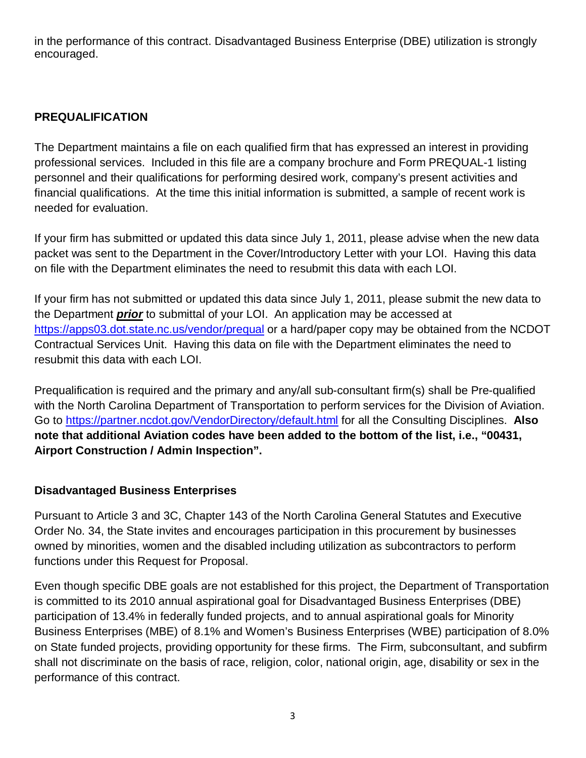in the performance of this contract. Disadvantaged Business Enterprise (DBE) utilization is strongly encouraged.

## PREQUALIFICATION

The Department maintains a file on each qualified firm that has expressed an interest in providing professional services. Included in this file are a company brochure and Form PREQUAL-1 listing personnel and their qualifications for performing desired work, company's present activities and financial qualifications. At the time this initial information is submitted, a sample of recent work is needed for evaluation.

If your firm has submitted or updated this data since July 1, 2011, please advise when the new data packet was sent to the Department in the Cover/Introductory Letter with your LOI. Having this data on file with the Department eliminates the need to resubmit this data with each LOI.

If your firm has not submitted or updated this data since July 1, 2011, please submit the new data to the Department ***prior*** to submittal of your LOI. An application may be accessed at https://apps03.dot.state.nc.us/vendor/prequal or a hard/paper copy may be obtained from the NCDOT Contractual Services Unit. Having this data on file with the Department eliminates the need to resubmit this data with each LOI.

Prequalification is required and the primary and any/all sub-consultant firm(s) shall be Pre-qualified with the North Carolina Department of Transportation to perform services for the Division of Aviation. Go to https://partner.ncdot.gov/VendorDirectory/default.html for all the Consulting Disciplines. **Also note that additional Aviation codes have been added to the bottom of the list, i.e., "00431, Airport Construction / Admin Inspection".**

## Disadvantaged Business Enterprises

Pursuant to Article 3 and 3C, Chapter 143 of the North Carolina General Statutes and Executive Order No. 34, the State invites and encourages participation in this procurement by businesses owned by minorities, women and the disabled including utilization as subcontractors to perform functions under this Request for Proposal.

Even though specific DBE goals are not established for this project, the Department of Transportation is committed to its 2010 annual aspirational goal for Disadvantaged Business Enterprises (DBE) participation of 13.4% in federally funded projects, and to annual aspirational goals for Minority Business Enterprises (MBE) of 8.1% and Women's Business Enterprises (WBE) participation of 8.0% on State funded projects, providing opportunity for these firms. The Firm, subconsultant, and subfirm shall not discriminate on the basis of race, religion, color, national origin, age, disability or sex in the performance of this contract.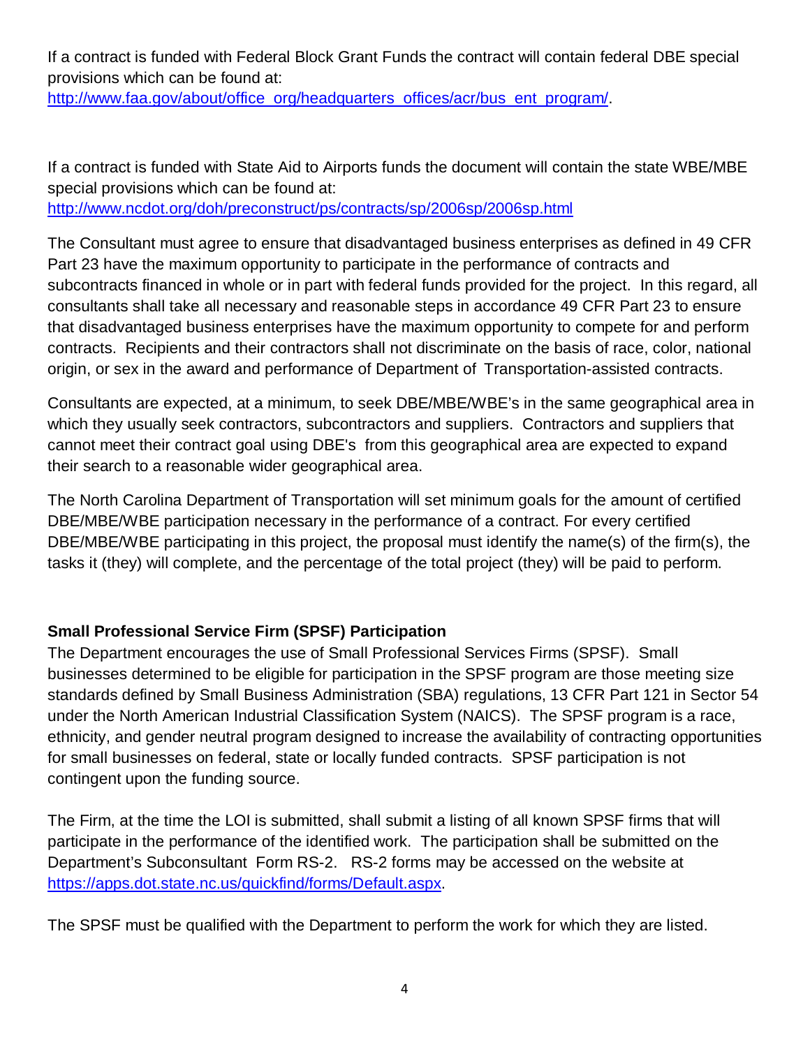If a contract is funded with Federal Block Grant Funds the contract will contain federal DBE special provisions which can be found at: http://www.faa.gov/about/office_org/headquarters_offices/acr/bus_ent_program/.

If a contract is funded with State Aid to Airports funds the document will contain the state WBE/MBE special provisions which can be found at: http://www.ncdot.org/doh/preconstruct/ps/contracts/sp/2006sp/2006sp.html

The Consultant must agree to ensure that disadvantaged business enterprises as defined in 49 CFR Part 23 have the maximum opportunity to participate in the performance of contracts and subcontracts financed in whole or in part with federal funds provided for the project. In this regard, all consultants shall take all necessary and reasonable steps in accordance 49 CFR Part 23 to ensure that disadvantaged business enterprises have the maximum opportunity to compete for and perform contracts. Recipients and their contractors shall not discriminate on the basis of race, color, national origin, or sex in the award and performance of Department of Transportation-assisted contracts.

Consultants are expected, at a minimum, to seek DBE/MBE/WBE's in the same geographical area in which they usually seek contractors, subcontractors and suppliers. Contractors and suppliers that cannot meet their contract goal using DBE's from this geographical area are expected to expand their search to a reasonable wider geographical area.

The North Carolina Department of Transportation will set minimum goals for the amount of certified DBE/MBE/WBE participation necessary in the performance of a contract. For every certified DBE/MBE/WBE participating in this project, the proposal must identify the name(s) of the firm(s), the tasks it (they) will complete, and the percentage of the total project (they) will be paid to perform.

**Small Professional Service Firm (SPSF) Participation**

The Department encourages the use of Small Professional Services Firms (SPSF). Small businesses determined to be eligible for participation in the SPSF program are those meeting size standards defined by Small Business Administration (SBA) regulations, 13 CFR Part 121 in Sector 54 under the North American Industrial Classification System (NAICS). The SPSF program is a race, ethnicity, and gender neutral program designed to increase the availability of contracting opportunities for small businesses on federal, state or locally funded contracts. SPSF participation is not contingent upon the funding source.

The Firm, at the time the LOI is submitted, shall submit a listing of all known SPSF firms that will participate in the performance of the identified work. The participation shall be submitted on the Department's Subconsultant Form RS-2. RS-2 forms may be accessed on the website at https://apps.dot.state.nc.us/quickfind/forms/Default.aspx.

The SPSF must be qualified with the Department to perform the work for which they are listed.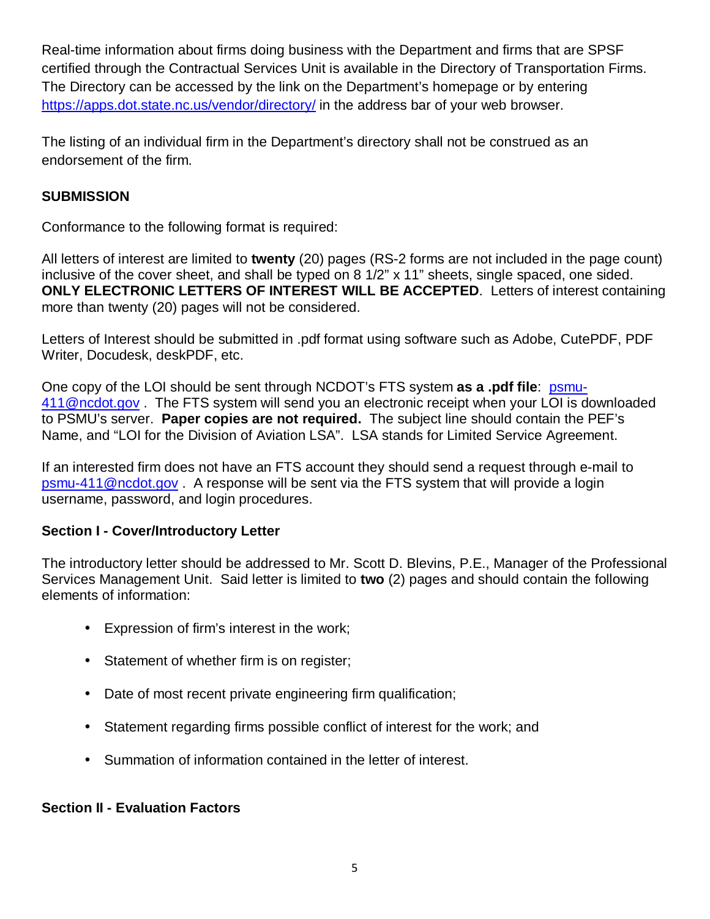Real-time information about firms doing business with the Department and firms that are SPSF certified through the Contractual Services Unit is available in the Directory of Transportation Firms. The Directory can be accessed by the link on the Department's homepage or by entering https://apps.dot.state.nc.us/vendor/directory/ in the address bar of your web browser.

The listing of an individual firm in the Department's directory shall not be construed as an endorsement of the firm.

## SUBMISSION

Conformance to the following format is required:

All letters of interest are limited to **twenty** (20) pages (RS-2 forms are not included in the page count) inclusive of the cover sheet, and shall be typed on 8 1/2" x 11" sheets, single spaced, one sided. **ONLY ELECTRONIC LETTERS OF INTEREST WILL BE ACCEPTED**. Letters of interest containing more than twenty (20) pages will not be considered.

Letters of Interest should be submitted in .pdf format using software such as Adobe, CutePDF, PDF Writer, Docudesk, deskPDF, etc.

One copy of the LOI should be sent through NCDOT's FTS system **as a .pdf file**: psmu-411@ncdot.gov . The FTS system will send you an electronic receipt when your LOI is downloaded to PSMU's server. **Paper copies are not required.** The subject line should contain the PEF's Name, and "LOI for the Division of Aviation LSA". LSA stands for Limited Service Agreement.

If an interested firm does not have an FTS account they should send a request through e-mail to psmu-411@ncdot.gov . A response will be sent via the FTS system that will provide a login username, password, and login procedures.

### Section I - Cover/Introductory Letter

The introductory letter should be addressed to Mr. Scott D. Blevins, P.E., Manager of the Professional Services Management Unit. Said letter is limited to **two** (2) pages and should contain the following elements of information:

- Expression of firm's interest in the work;
- Statement of whether firm is on register;
- Date of most recent private engineering firm qualification;
- Statement regarding firms possible conflict of interest for the work; and
- Summation of information contained in the letter of interest.

### Section II - Evaluation Factors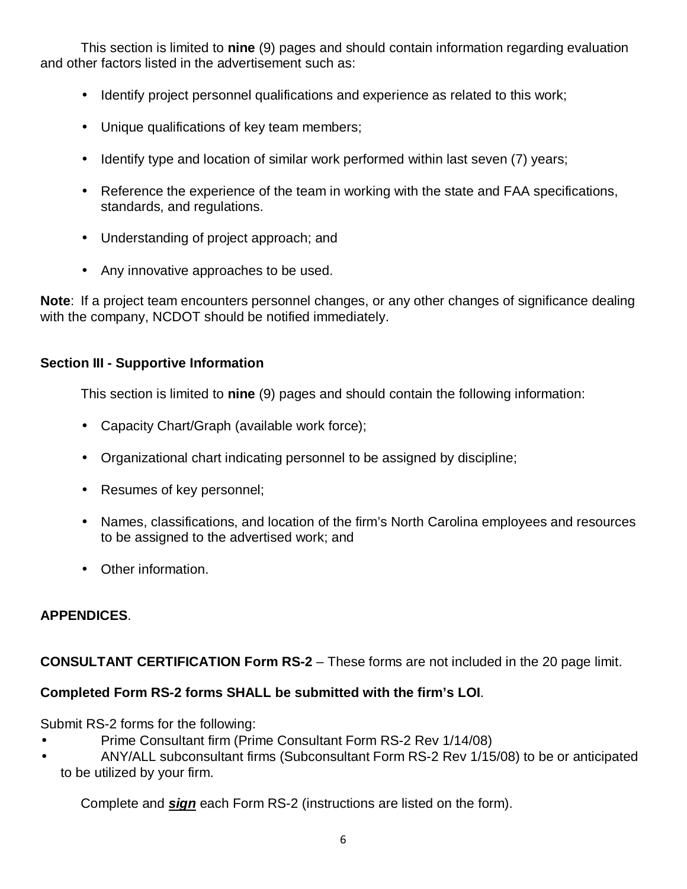This section is limited to **nine** (9) pages and should contain information regarding evaluation and other factors listed in the advertisement such as:

- Identify project personnel qualifications and experience as related to this work;
- Unique qualifications of key team members;
- Identify type and location of similar work performed within last seven (7) years;
- Reference the experience of the team in working with the state and FAA specifications, standards, and regulations.
- Understanding of project approach; and
- Any innovative approaches to be used.

**Note**: If a project team encounters personnel changes, or any other changes of significance dealing with the company, NCDOT should be notified immediately.

### Section III - Supportive Information

This section is limited to **nine** (9) pages and should contain the following information:

- Capacity Chart/Graph (available work force);
- Organizational chart indicating personnel to be assigned by discipline;
- Resumes of key personnel;
- Names, classifications, and location of the firm's North Carolina employees and resources to be assigned to the advertised work; and
- Other information.

### APPENDICES.

**CONSULTANT CERTIFICATION Form RS-2** – These forms are not included in the 20 page limit.

**Completed Form RS-2 forms SHALL be submitted with the firm's LOI**.

Submit RS-2 forms for the following:

- Prime Consultant firm (Prime Consultant Form RS-2 Rev 1/14/08)
- ANY/ALL subconsultant firms (Subconsultant Form RS-2 Rev 1/15/08) to be or anticipated to be utilized by your firm.

Complete and ***sign*** each Form RS-2 (instructions are listed on the form).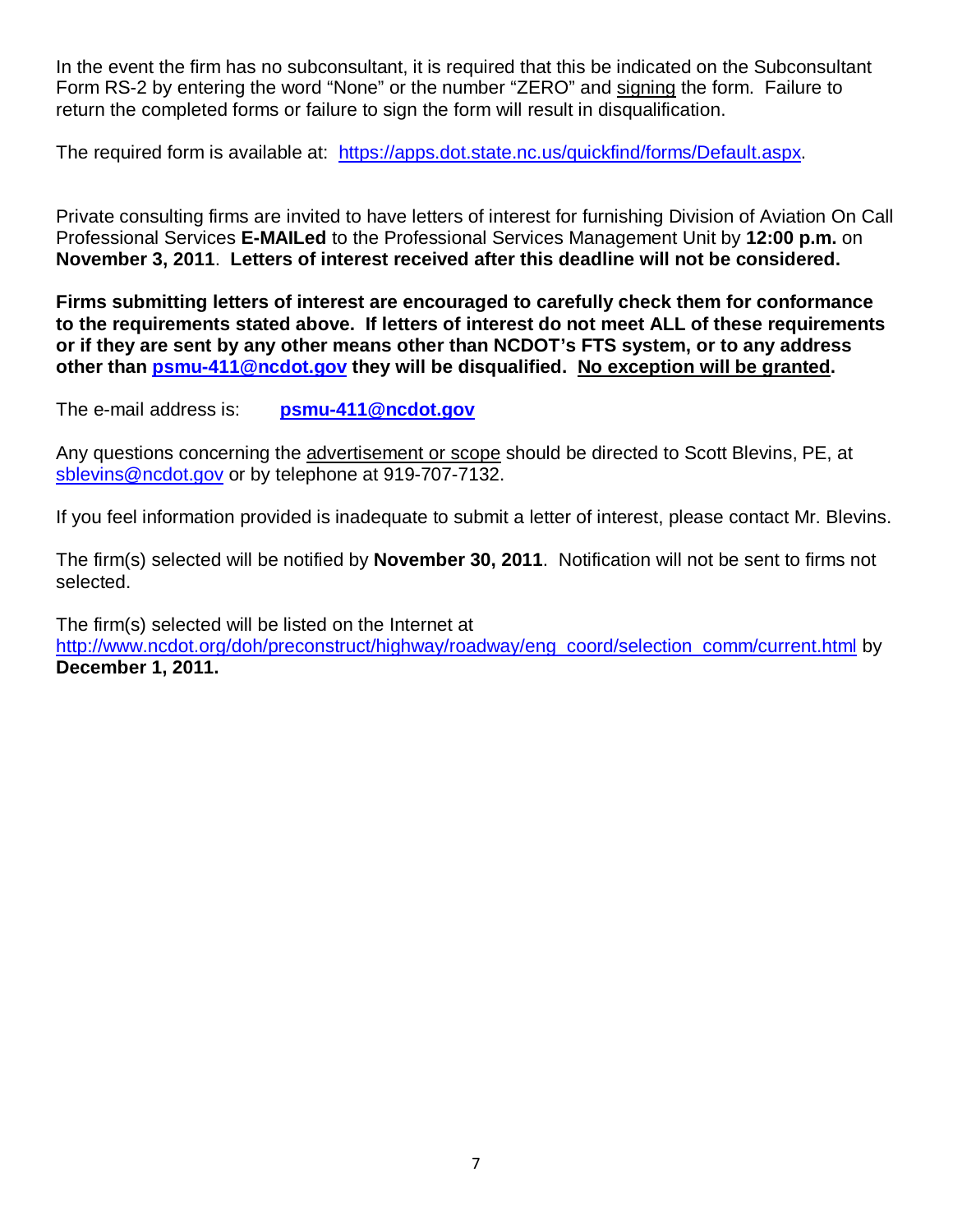In the event the firm has no subconsultant, it is required that this be indicated on the Subconsultant Form RS-2 by entering the word "None" or the number "ZERO" and signing the form. Failure to return the completed forms or failure to sign the form will result in disqualification.

The required form is available at: https://apps.dot.state.nc.us/quickfind/forms/Default.aspx.

Private consulting firms are invited to have letters of interest for furnishing Division of Aviation On Call Professional Services **E-MAILed** to the Professional Services Management Unit by **12:00 p.m.** on **November 3, 2011**. **Letters of interest received after this deadline will not be considered.**

**Firms submitting letters of interest are encouraged to carefully check them for conformance to the requirements stated above. If letters of interest do not meet ALL of these requirements or if they are sent by any other means other than NCDOT's FTS system, or to any address other than psmu-411@ncdot.gov they will be disqualified. No exception will be granted.**

The e-mail address is: **psmu-411@ncdot.gov**

Any questions concerning the advertisement or scope should be directed to Scott Blevins, PE, at sblevins@ncdot.gov or by telephone at 919-707-7132.

If you feel information provided is inadequate to submit a letter of interest, please contact Mr. Blevins.

The firm(s) selected will be notified by **November 30, 2011**. Notification will not be sent to firms not selected.

The firm(s) selected will be listed on the Internet at http://www.ncdot.org/doh/preconstruct/highway/roadway/eng_coord/selection_comm/current.html by **December 1, 2011.**